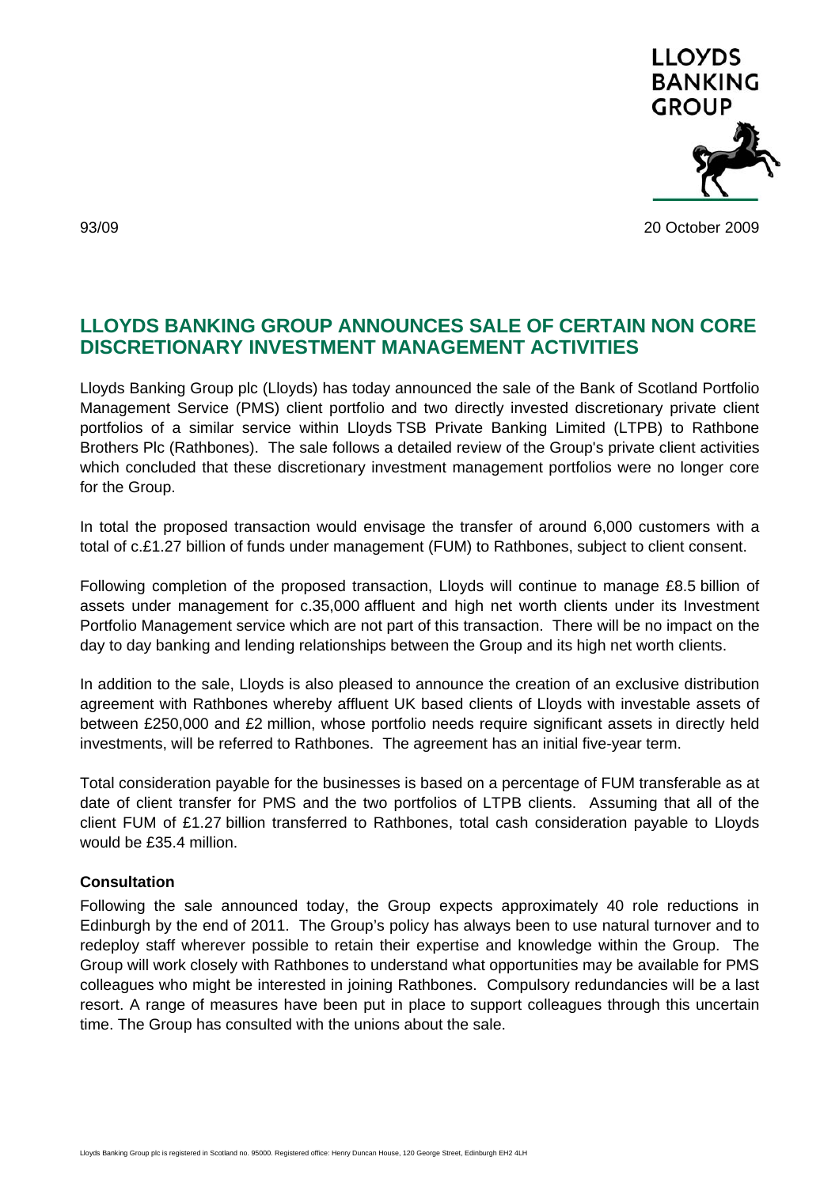93/09 20 October 2009

# LLOYDS BANKING GROUP ANNOUNCES SALE OF CERTAIN NON CORE DISCRETIONARY INVESTMENT MANAGEMENT ACTIVITIES

Lloyds Banking Group plc (Lloyds) has today announced the sale of the Bank of Scotland Portfolio Management Service (PMS) client portfolio and two directly invested discretionary private client portfolios of a similar service within Lloyds TSB Private Banking Limited (LTPB) to Rathbone Brothers Plc (Rathbones). The sale follows a detailed review of the Group's private client activities which concluded that these discretionary investment management portfolios were no longer core for the Group.

In total the proposed transaction would envisage the transfer of around 6,000 customers with a total of c.£1.27 billion of funds under management (FUM) to Rathbones, subject to client consent.

Following completion of the proposed transaction, Lloyds will continue to manage £8.5 billion of assets under management for c.35,000 affluent and high net worth clients under its Investment Portfolio Management service which are not part of this transaction. There will be no impact on the day to day banking and lending relationships between the Group and its high net worth clients.

In addition to the sale, Lloyds is also pleased to announce the creation of an exclusive distribution agreement with Rathbones whereby affluent UK based clients of Lloyds with investable assets of between £250,000 and £2 million, whose portfolio needs require significant assets in directly held investments, will be referred to Rathbones. The agreement has an initial five-year term.

Total consideration payable for the businesses is based on a percentage of FUM transferable as at date of client transfer for PMS and the two portfolios of LTPB clients. Assuming that all of the client FUM of £1.27 billion transferred to Rathbones, total cash consideration payable to Lloyds would be £35.4 million.

**Consultation**

Following the sale announced today, the Group expects approximately 40 role reductions in Edinburgh by the end of 2011. The Group's policy has always been to use natural turnover and to redeploy staff wherever possible to retain their expertise and knowledge within the Group. The Group will work closely with Rathbones to understand what opportunities may be available for PMS colleagues who might be interested in joining Rathbones. Compulsory redundancies will be a last resort. A range of measures have been put in place to support colleagues through this uncertain time. The Group has consulted with the unions about the sale.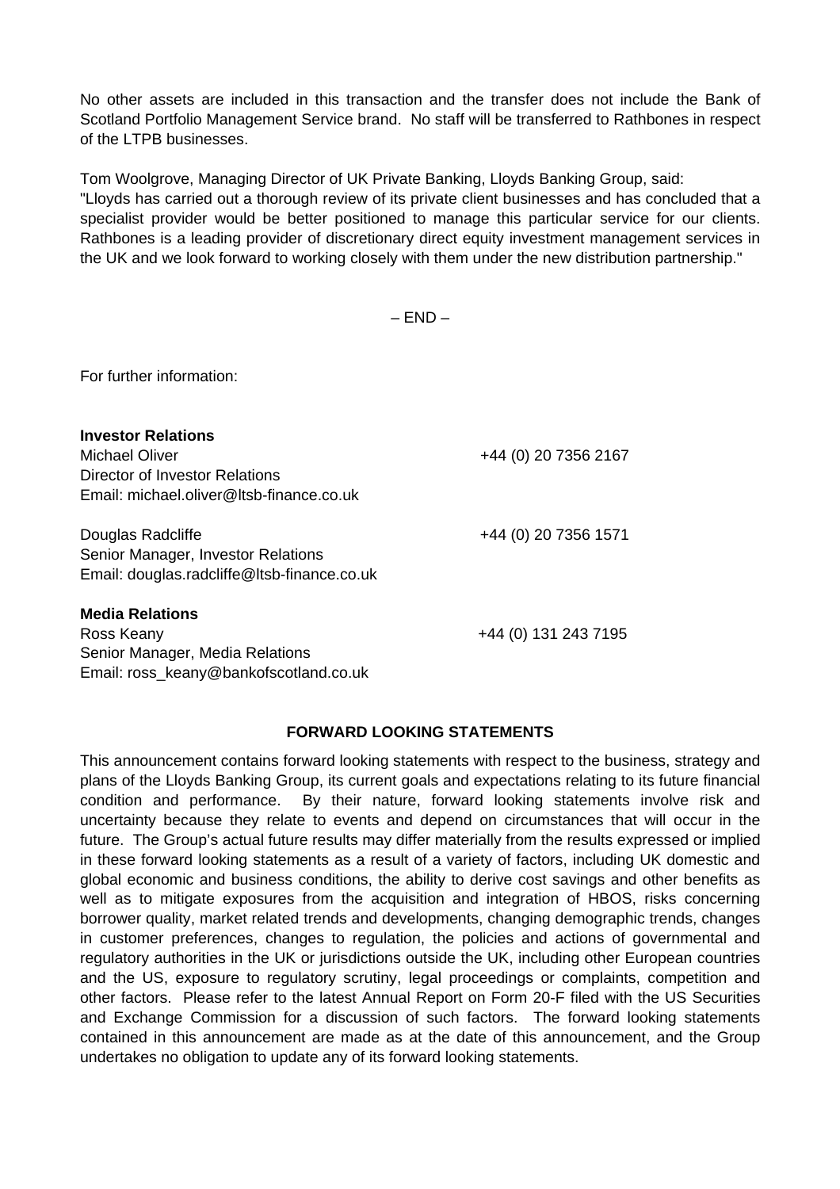No other assets are included in this transaction and the transfer does not include the Bank of Scotland Portfolio Management Service brand. No staff will be transferred to Rathbones in respect of the LTPB businesses.

Tom Woolgrove, Managing Director of UK Private Banking, Lloyds Banking Group, said:
"Lloyds has carried out a thorough review of its private client businesses and has concluded that a specialist provider would be better positioned to manage this particular service for our clients. Rathbones is a leading provider of discretionary direct equity investment management services in the UK and we look forward to working closely with them under the new distribution partnership."

– END –

For further information:

**Investor Relations**

Michael Oliver — +44 (0) 20 7356 2167
Director of Investor Relations
Email: michael.oliver@ltsb-finance.co.uk

Douglas Radcliffe — +44 (0) 20 7356 1571
Senior Manager, Investor Relations
Email: douglas.radcliffe@ltsb-finance.co.uk

**Media Relations**

Ross Keany — +44 (0) 131 243 7195
Senior Manager, Media Relations
Email: ross_keany@bankofscotland.co.uk

**FORWARD LOOKING STATEMENTS**

This announcement contains forward looking statements with respect to the business, strategy and plans of the Lloyds Banking Group, its current goals and expectations relating to its future financial condition and performance. By their nature, forward looking statements involve risk and uncertainty because they relate to events and depend on circumstances that will occur in the future. The Group's actual future results may differ materially from the results expressed or implied in these forward looking statements as a result of a variety of factors, including UK domestic and global economic and business conditions, the ability to derive cost savings and other benefits as well as to mitigate exposures from the acquisition and integration of HBOS, risks concerning borrower quality, market related trends and developments, changing demographic trends, changes in customer preferences, changes to regulation, the policies and actions of governmental and regulatory authorities in the UK or jurisdictions outside the UK, including other European countries and the US, exposure to regulatory scrutiny, legal proceedings or complaints, competition and other factors. Please refer to the latest Annual Report on Form 20-F filed with the US Securities and Exchange Commission for a discussion of such factors. The forward looking statements contained in this announcement are made as at the date of this announcement, and the Group undertakes no obligation to update any of its forward looking statements.